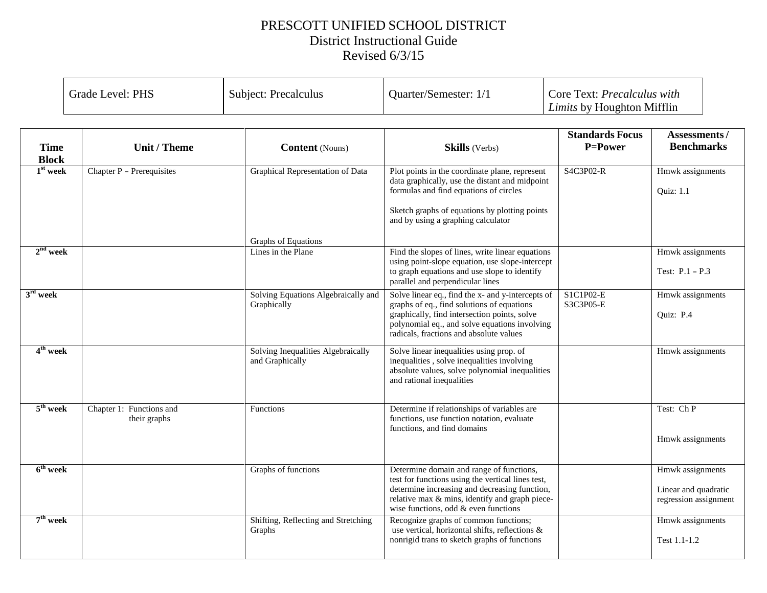# PRESCOTT UNIFIED SCHOOL DISTRICT
## District Instructional Guide
### Revised 6/3/15

| Grade Level: PHS | Subject: Precalculus | Quarter/Semester: 1/1 | Core Text: *Precalculus with Limits* by Houghton Mifflin |
|---|---|---|---|

| Time Block | Unit / Theme | Content (Nouns) | Skills (Verbs) | Standards Focus P=Power | Assessments / Benchmarks |
|---|---|---|---|---|---|
| 1st week | Chapter P – Prerequisites | Graphical Representation of Data<br><br>Graphs of Equations | Plot points in the coordinate plane, represent data graphically, use the distant and midpoint formulas and find equations of circles<br><br>Sketch graphs of equations by plotting points and by using a graphing calculator | S4C3P02-R | Hmwk assignments<br><br>Quiz: 1.1 |
| 2nd week | | Lines in the Plane | Find the slopes of lines, write linear equations using point-slope equation, use slope-intercept to graph equations and use slope to identify parallel and perpendicular lines | | Hmwk assignments<br><br>Test: P.1 – P.3 |
| 3rd week | | Solving Equations Algebraically and Graphically | Solve linear eq., find the x- and y-intercepts of graphs of eq., find solutions of equations graphically, find intersection points, solve polynomial eq., and solve equations involving radicals, fractions and absolute values | S1C1P02-E<br>S3C3P05-E | Hmwk assignments<br><br>Quiz: P.4 |
| 4th week | | Solving Inequalities Algebraically and Graphically | Solve linear inequalities using prop. of inequalities , solve inequalities involving absolute values, solve polynomial inequalities and rational inequalities | | Hmwk assignments |
| 5th week | Chapter 1: Functions and their graphs | Functions | Determine if relationships of variables are functions, use function notation, evaluate functions, and find domains | | Test: Ch P<br><br>Hmwk assignments |
| 6th week | | Graphs of functions | Determine domain and range of functions, test for functions using the vertical lines test, determine increasing and decreasing function, relative max & mins, identify and graph piece-wise functions, odd & even functions | | Hmwk assignments<br><br>Linear and quadratic regression assignment |
| 7th week | | Shifting, Reflecting and Stretching Graphs | Recognize graphs of common functions; use vertical, horizontal shifts, reflections & nonrigid trans to sketch graphs of functions | | Hmwk assignments<br><br>Test 1.1-1.2 |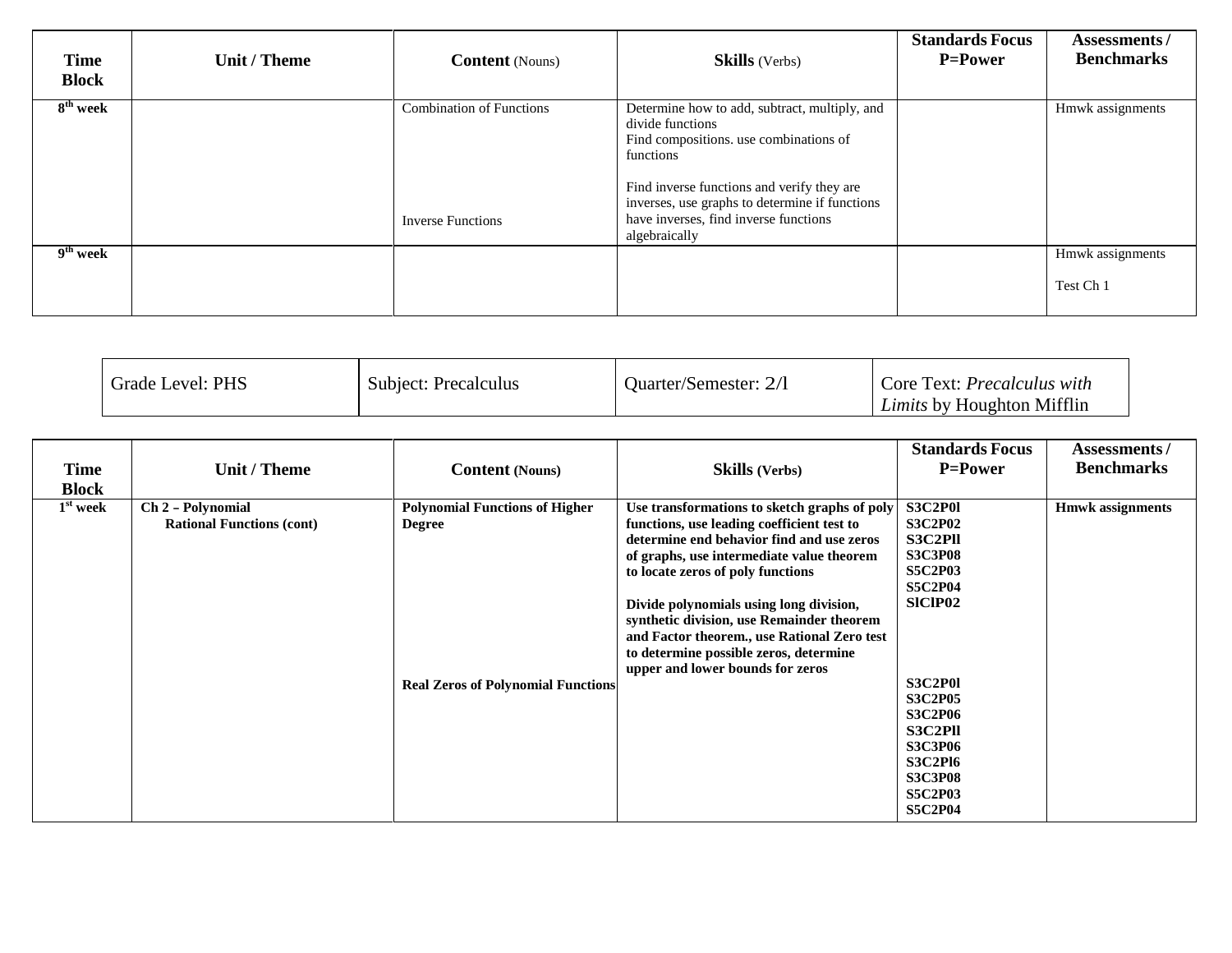| Time Block | Unit / Theme | Content (Nouns) | Skills (Verbs) | Standards Focus P=Power | Assessments / Benchmarks |
|---|---|---|---|---|---|
| 8th week | | Combination of Functions<br><br>Inverse Functions | Determine how to add, subtract, multiply, and divide functions<br>Find compositions. use combinations of functions<br><br>Find inverse functions and verify they are inverses, use graphs to determine if functions have inverses, find inverse functions algebraically | | Hmwk assignments |
| 9th week | | | | | Hmwk assignments<br><br>Test Ch 1 |

| Grade Level: PHS | Subject: Precalculus | Quarter/Semester: 2/l | Core Text: *Precalculus with Limits* by Houghton Mifflin |
|---|---|---|---|

| Time Block | Unit / Theme | Content (Nouns) | Skills (Verbs) | Standards Focus P=Power | Assessments / Benchmarks |
|---|---|---|---|---|---|
| 1st week | **Ch 2 – Polynomial Rational Functions (cont)** | **Polynomial Functions of Higher Degree**<br><br>**Real Zeros of Polynomial Functions** | **Use transformations to sketch graphs of poly functions, use leading coefficient test to determine end behavior find and use zeros of graphs, use intermediate value theorem to locate zeros of poly functions**<br><br>**Divide polynomials using long division, synthetic division, use Remainder theorem and Factor theorem., use Rational Zero test to determine possible zeros, determine upper and lower bounds for zeros** | **S3C2P0l**<br>**S3C2P02**<br>**S3C2Pll**<br>**S3C3P08**<br>**S5C2P03**<br>**S5C2P04**<br>**SlClP02**<br><br>**S3C2P0l**<br>**S3C2P05**<br>**S3C2P06**<br>**S3C2Pll**<br>**S3C3P06**<br>**S3C2Pl6**<br>**S3C3P08**<br>**S5C2P03**<br>**S5C2P04** | **Hmwk assignments** |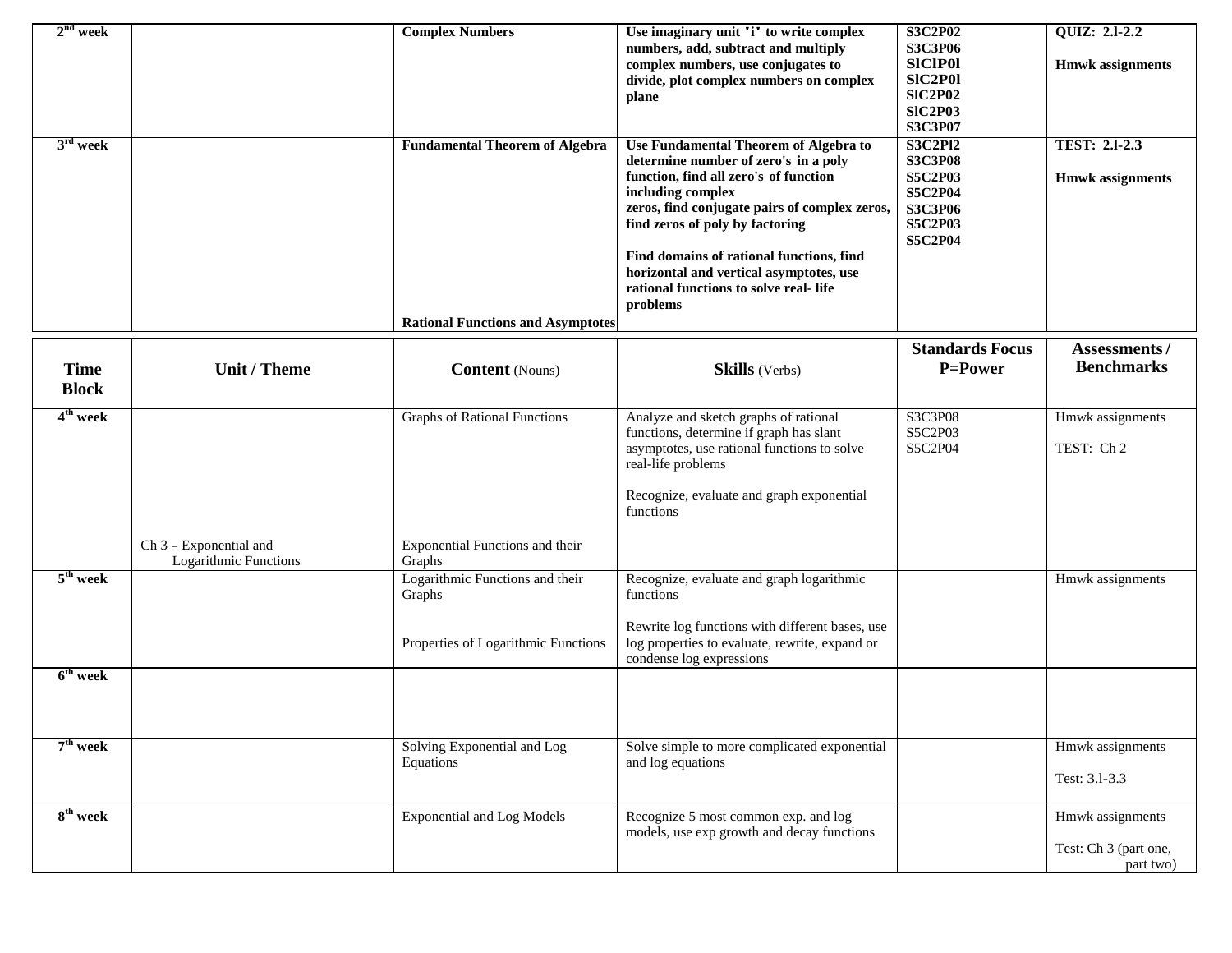| Time Block | Unit / Theme | Content (Nouns) | Skills (Verbs) | Standards Focus P=Power | Assessments / Benchmarks |
|---|---|---|---|---|---|
| **2nd week** | | **Complex Numbers** | **Use imaginary unit 'i' to write complex numbers, add, subtract and multiply complex numbers, use conjugates to divide, plot complex numbers on complex plane** | **S3C2P02 S3C3P06 SlClP0l SlC2P0l SlC2P02 SlC2P03 S3C3P07** | **QUIZ: 2.l-2.2**<br><br>**Hmwk assignments** |
| **3rd week** | | **Fundamental Theorem of Algebra**<br><br>**Rational Functions and Asymptotes** | **Use Fundamental Theorem of Algebra to determine number of zero's in a poly function, find all zero's of function including complex zeros, find conjugate pairs of complex zeros, find zeros of poly by factoring**<br><br>**Find domains of rational functions, find horizontal and vertical asymptotes, use rational functions to solve real- life problems** | **S3C2Pl2 S3C3P08 S5C2P03 S5C2P04 S3C3P06 S5C2P03 S5C2P04** | **TEST: 2.l-2.3**<br><br>**Hmwk assignments** |
| **4th week** | Ch 3 – Exponential and Logarithmic Functions | Graphs of Rational Functions<br><br>Exponential Functions and their Graphs | Analyze and sketch graphs of rational functions, determine if graph has slant asymptotes, use rational functions to solve real-life problems<br><br>Recognize, evaluate and graph exponential functions | S3C3P08 S5C2P03 S5C2P04 | Hmwk assignments<br><br>TEST: Ch 2 |
| **5th week** | | Logarithmic Functions and their Graphs<br><br>Properties of Logarithmic Functions | Recognize, evaluate and graph logarithmic functions<br><br>Rewrite log functions with different bases, use log properties to evaluate, rewrite, expand or condense log expressions | | Hmwk assignments |
| **6th week** | | | | | |
| **7th week** | | Solving Exponential and Log Equations | Solve simple to more complicated exponential and log equations | | Hmwk assignments<br><br>Test: 3.l-3.3 |
| **8th week** | | Exponential and Log Models | Recognize 5 most common exp. and log models, use exp growth and decay functions | | Hmwk assignments<br><br>Test: Ch 3 (part one, part two) |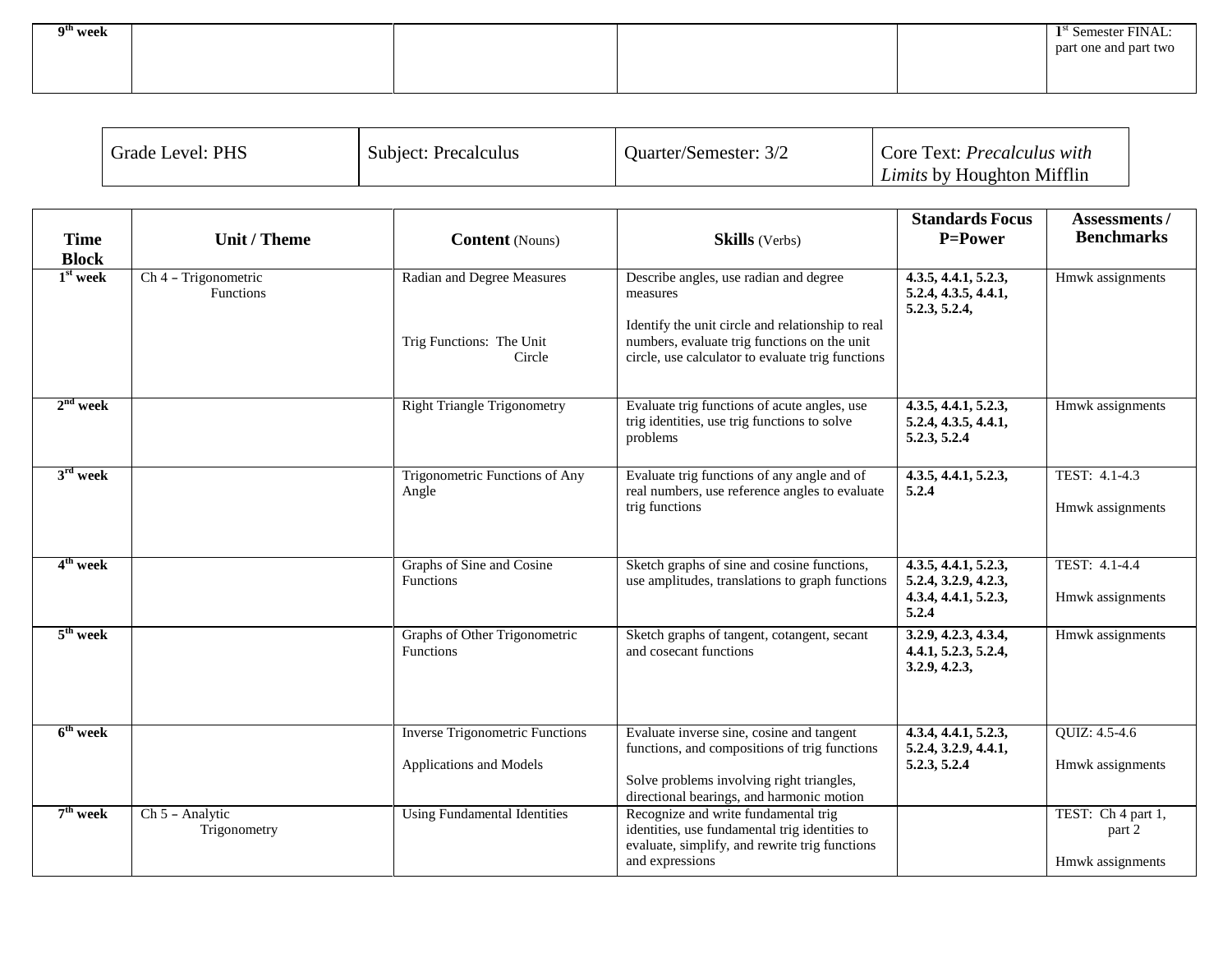| 9th week | | | | | 1st Semester FINAL: part one and part two |
|---|---|---|---|---|---|

| Grade Level: PHS | Subject: Precalculus | Quarter/Semester: 3/2 | Core Text: *Precalculus with Limits* by Houghton Mifflin |
|---|---|---|---|

| Time Block | Unit / Theme | **Content** (Nouns) | **Skills** (Verbs) | Standards Focus P=Power | Assessments / Benchmarks |
|---|---|---|---|---|---|
| 1st week | Ch 4 – Trigonometric Functions | Radian and Degree Measures<br><br>Trig Functions: The Unit Circle | Describe angles, use radian and degree measures<br><br>Identify the unit circle and relationship to real numbers, evaluate trig functions on the unit circle, use calculator to evaluate trig functions | **4.3.5, 4.4.1, 5.2.3, 5.2.4, 4.3.5, 4.4.1, 5.2.3, 5.2.4,** | Hmwk assignments |
| 2nd week | | Right Triangle Trigonometry | Evaluate trig functions of acute angles, use trig identities, use trig functions to solve problems | **4.3.5, 4.4.1, 5.2.3, 5.2.4, 4.3.5, 4.4.1, 5.2.3, 5.2.4** | Hmwk assignments |
| 3rd week | | Trigonometric Functions of Any Angle | Evaluate trig functions of any angle and of real numbers, use reference angles to evaluate trig functions | **4.3.5, 4.4.1, 5.2.3, 5.2.4** | TEST: 4.1-4.3<br><br>Hmwk assignments |
| 4th week | | Graphs of Sine and Cosine Functions | Sketch graphs of sine and cosine functions, use amplitudes, translations to graph functions | **4.3.5, 4.4.1, 5.2.3, 5.2.4, 3.2.9, 4.2.3, 4.3.4, 4.4.1, 5.2.3, 5.2.4** | TEST: 4.1-4.4<br><br>Hmwk assignments |
| 5th week | | Graphs of Other Trigonometric Functions | Sketch graphs of tangent, cotangent, secant and cosecant functions | **3.2.9, 4.2.3, 4.3.4, 4.4.1, 5.2.3, 5.2.4, 3.2.9, 4.2.3,** | Hmwk assignments |
| 6th week | | Inverse Trigonometric Functions<br><br>Applications and Models | Evaluate inverse sine, cosine and tangent functions, and compositions of trig functions<br><br>Solve problems involving right triangles, directional bearings, and harmonic motion | **4.3.4, 4.4.1, 5.2.3, 5.2.4, 3.2.9, 4.4.1, 5.2.3, 5.2.4** | QUIZ: 4.5-4.6<br><br>Hmwk assignments |
| 7th week | Ch 5 – Analytic Trigonometry | Using Fundamental Identities | Recognize and write fundamental trig identities, use fundamental trig identities to evaluate, simplify, and rewrite trig functions and expressions | | TEST: Ch 4 part 1, part 2<br><br>Hmwk assignments |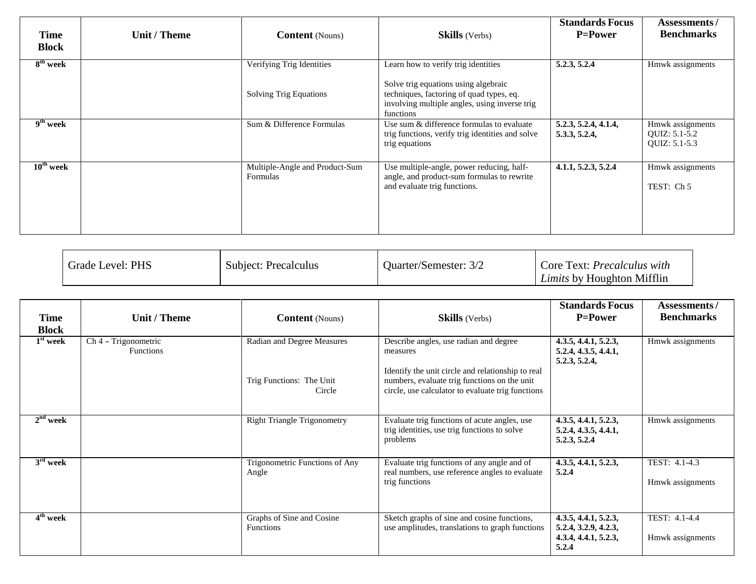| Time Block | Unit / Theme | Content (Nouns) | Skills (Verbs) | Standards Focus P=Power | Assessments / Benchmarks |
|---|---|---|---|---|---|
| 8th week | | Verifying Trig Identities<br><br>Solving Trig Equations | Learn how to verify trig identities<br><br>Solve trig equations using algebraic techniques, factoring of quad types, eq. involving multiple angles, using inverse trig functions | **5.2.3, 5.2.4** | Hmwk assignments |
| 9th week | | Sum & Difference Formulas | Use sum & difference formulas to evaluate trig functions, verify trig identities and solve trig equations | **5.2.3, 5.2.4, 4.1.4, 5.3.3, 5.2.4,** | Hmwk assignments<br>QUIZ: 5.1-5.2<br>QUIZ: 5.1-5.3 |
| 10th week | | Multiple-Angle and Product-Sum Formulas | Use multiple-angle, power reducing, half-angle, and product-sum formulas to rewrite and evaluate trig functions. | **4.1.1, 5.2.3, 5.2.4** | Hmwk assignments<br><br>TEST: Ch 5 |

| Grade Level: PHS | Subject: Precalculus | Quarter/Semester: 3/2 | Core Text: *Precalculus with Limits* by Houghton Mifflin |
|---|---|---|---|

| Time Block | Unit / Theme | Content (Nouns) | Skills (Verbs) | Standards Focus P=Power | Assessments / Benchmarks |
|---|---|---|---|---|---|
| 1st week | Ch 4 – Trigonometric Functions | Radian and Degree Measures<br><br>Trig Functions: The Unit Circle | Describe angles, use radian and degree measures<br><br>Identify the unit circle and relationship to real numbers, evaluate trig functions on the unit circle, use calculator to evaluate trig functions | **4.3.5, 4.4.1, 5.2.3, 5.2.4, 4.3.5, 4.4.1, 5.2.3, 5.2.4,** | Hmwk assignments |
| 2nd week | | Right Triangle Trigonometry | Evaluate trig functions of acute angles, use trig identities, use trig functions to solve problems | **4.3.5, 4.4.1, 5.2.3, 5.2.4, 4.3.5, 4.4.1, 5.2.3, 5.2.4** | Hmwk assignments |
| 3rd week | | Trigonometric Functions of Any Angle | Evaluate trig functions of any angle and of real numbers, use reference angles to evaluate trig functions | **4.3.5, 4.4.1, 5.2.3, 5.2.4** | TEST: 4.1-4.3<br><br>Hmwk assignments |
| 4th week | | Graphs of Sine and Cosine Functions | Sketch graphs of sine and cosine functions, use amplitudes, translations to graph functions | **4.3.5, 4.4.1, 5.2.3, 5.2.4, 3.2.9, 4.2.3, 4.3.4, 4.4.1, 5.2.3, 5.2.4** | TEST: 4.1-4.4<br><br>Hmwk assignments |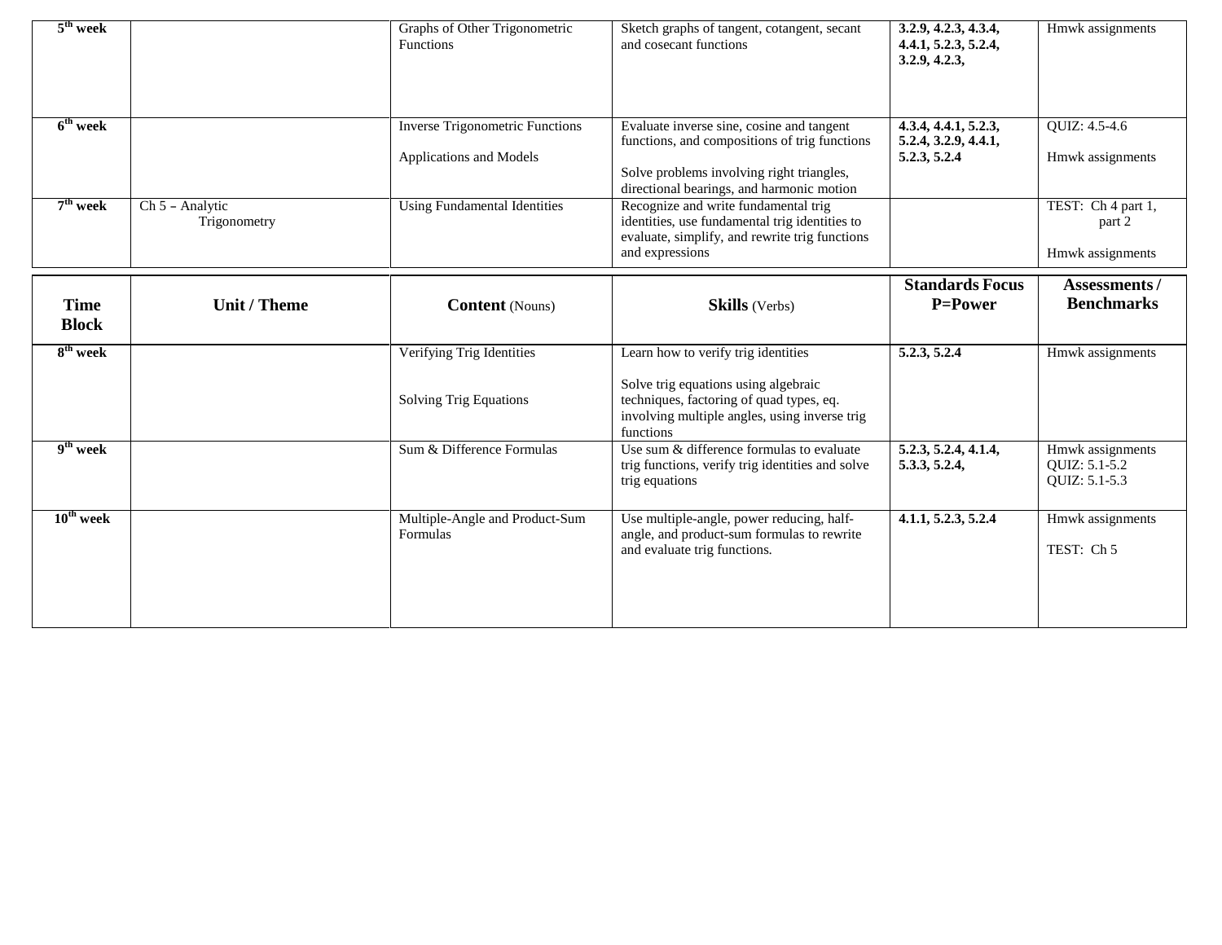| | | | | | |
|---|---|---|---|---|---|
| 5th week | | Graphs of Other Trigonometric Functions | Sketch graphs of tangent, cotangent, secant and cosecant functions | **3.2.9, 4.2.3, 4.3.4, 4.4.1, 5.2.3, 5.2.4, 3.2.9, 4.2.3,** | Hmwk assignments |
| 6th week | | Inverse Trigonometric Functions<br><br>Applications and Models | Evaluate inverse sine, cosine and tangent functions, and compositions of trig functions<br><br>Solve problems involving right triangles, directional bearings, and harmonic motion | **4.3.4, 4.4.1, 5.2.3, 5.2.4, 3.2.9, 4.4.1, 5.2.3, 5.2.4** | QUIZ: 4.5-4.6<br><br>Hmwk assignments |
| 7th week | Ch 5 – Analytic Trigonometry | Using Fundamental Identities | Recognize and write fundamental trig identities, use fundamental trig identities to evaluate, simplify, and rewrite trig functions and expressions | | TEST: Ch 4 part 1, part 2<br><br>Hmwk assignments |

| **Time Block** | **Unit / Theme** | **Content** (Nouns) | **Skills** (Verbs) | **Standards Focus P=Power** | **Assessments / Benchmarks** |
|---|---|---|---|---|---|
| 8th week | | Verifying Trig Identities<br><br>Solving Trig Equations | Learn how to verify trig identities<br><br>Solve trig equations using algebraic techniques, factoring of quad types, eq. involving multiple angles, using inverse trig functions | **5.2.3, 5.2.4** | Hmwk assignments |
| 9th week | | Sum & Difference Formulas | Use sum & difference formulas to evaluate trig functions, verify trig identities and solve trig equations | **5.2.3, 5.2.4, 4.1.4, 5.3.3, 5.2.4,** | Hmwk assignments<br>QUIZ: 5.1-5.2<br>QUIZ: 5.1-5.3 |
| 10th week | | Multiple-Angle and Product-Sum Formulas | Use multiple-angle, power reducing, half-angle, and product-sum formulas to rewrite and evaluate trig functions. | **4.1.1, 5.2.3, 5.2.4** | Hmwk assignments<br><br>TEST: Ch 5 |